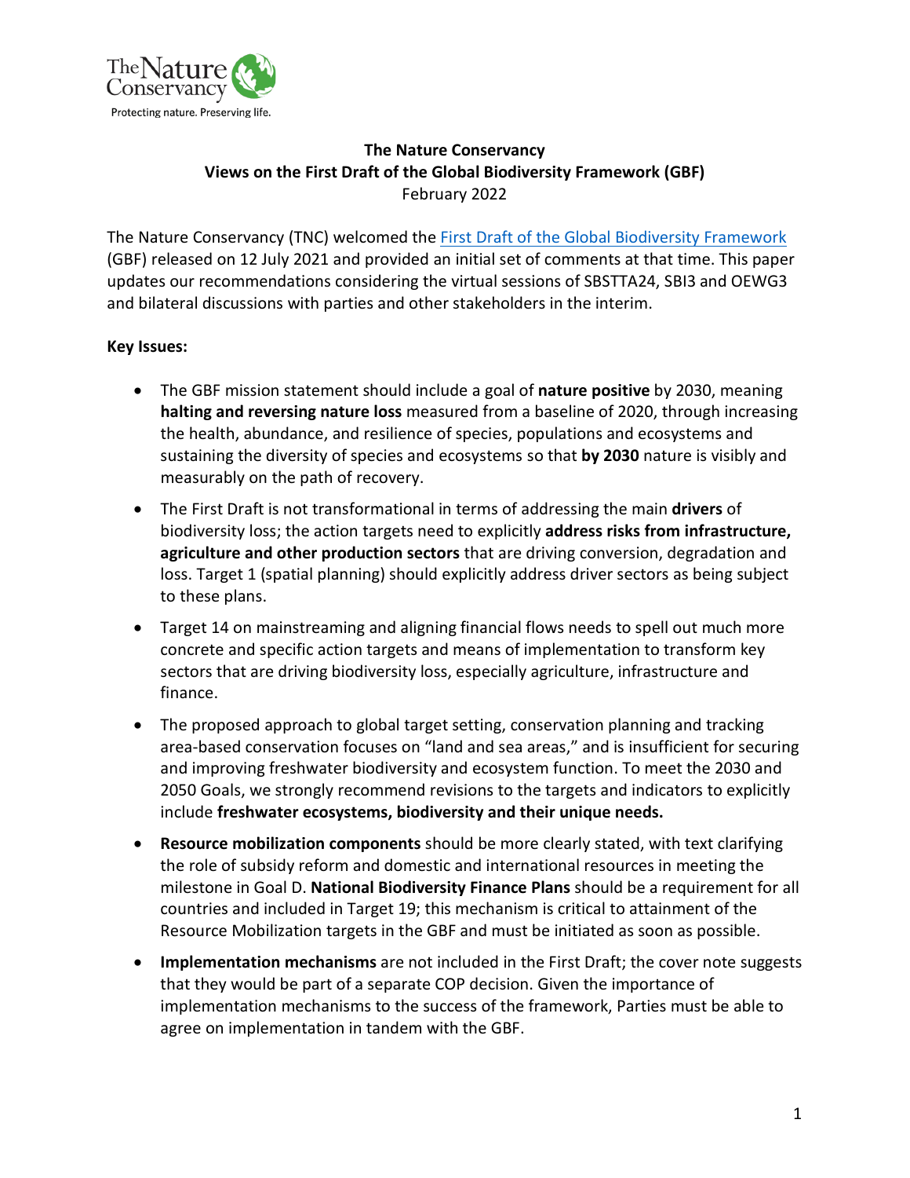# The Nature Conservancy
## Views on the First Draft of the Global Biodiversity Framework (GBF)
February 2022

The Nature Conservancy (TNC) welcomed the [First Draft of the Global Biodiversity Framework](#) (GBF) released on 12 July 2021 and provided an initial set of comments at that time. This paper updates our recommendations considering the virtual sessions of SBSTTA24, SBI3 and OEWG3 and bilateral discussions with parties and other stakeholders in the interim.

**Key Issues:**

- The GBF mission statement should include a goal of **nature positive** by 2030, meaning **halting and reversing nature loss** measured from a baseline of 2020, through increasing the health, abundance, and resilience of species, populations and ecosystems and sustaining the diversity of species and ecosystems so that **by 2030** nature is visibly and measurably on the path of recovery.
- The First Draft is not transformational in terms of addressing the main **drivers** of biodiversity loss; the action targets need to explicitly **address risks from infrastructure, agriculture and other production sectors** that are driving conversion, degradation and loss. Target 1 (spatial planning) should explicitly address driver sectors as being subject to these plans.
- Target 14 on mainstreaming and aligning financial flows needs to spell out much more concrete and specific action targets and means of implementation to transform key sectors that are driving biodiversity loss, especially agriculture, infrastructure and finance.
- The proposed approach to global target setting, conservation planning and tracking area-based conservation focuses on "land and sea areas," and is insufficient for securing and improving freshwater biodiversity and ecosystem function. To meet the 2030 and 2050 Goals, we strongly recommend revisions to the targets and indicators to explicitly include **freshwater ecosystems, biodiversity and their unique needs.**
- **Resource mobilization components** should be more clearly stated, with text clarifying the role of subsidy reform and domestic and international resources in meeting the milestone in Goal D. **National Biodiversity Finance Plans** should be a requirement for all countries and included in Target 19; this mechanism is critical to attainment of the Resource Mobilization targets in the GBF and must be initiated as soon as possible.
- **Implementation mechanisms** are not included in the First Draft; the cover note suggests that they would be part of a separate COP decision. Given the importance of implementation mechanisms to the success of the framework, Parties must be able to agree on implementation in tandem with the GBF.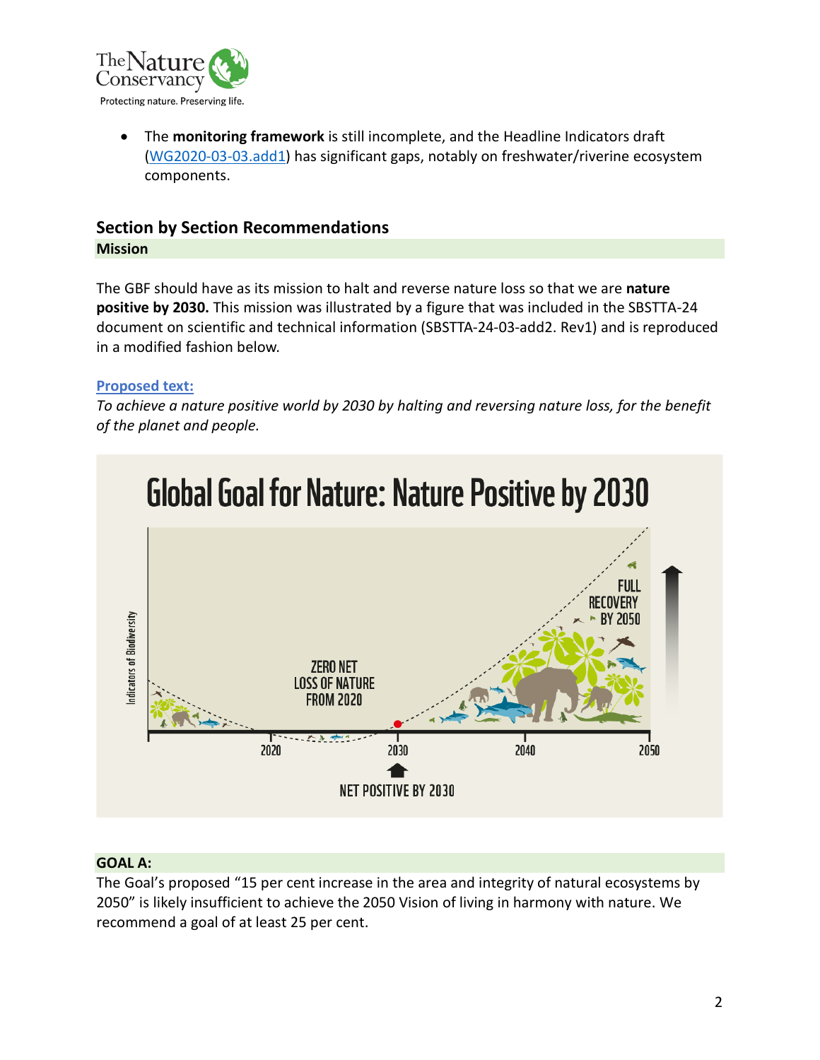- The **monitoring framework** is still incomplete, and the Headline Indicators draft (WG2020-03-03.add1) has significant gaps, notably on freshwater/riverine ecosystem components.

## Section by Section Recommendations

### Mission

The GBF should have as its mission to halt and reverse nature loss so that we are **nature positive by 2030.** This mission was illustrated by a figure that was included in the SBSTTA-24 document on scientific and technical information (SBSTTA-24-03-add2. Rev1) and is reproduced in a modified fashion below.

**Proposed text:**

*To achieve a nature positive world by 2030 by halting and reversing nature loss, for the benefit of the planet and people.*

### GOAL A:

The Goal's proposed "15 per cent increase in the area and integrity of natural ecosystems by 2050" is likely insufficient to achieve the 2050 Vision of living in harmony with nature. We recommend a goal of at least 25 per cent.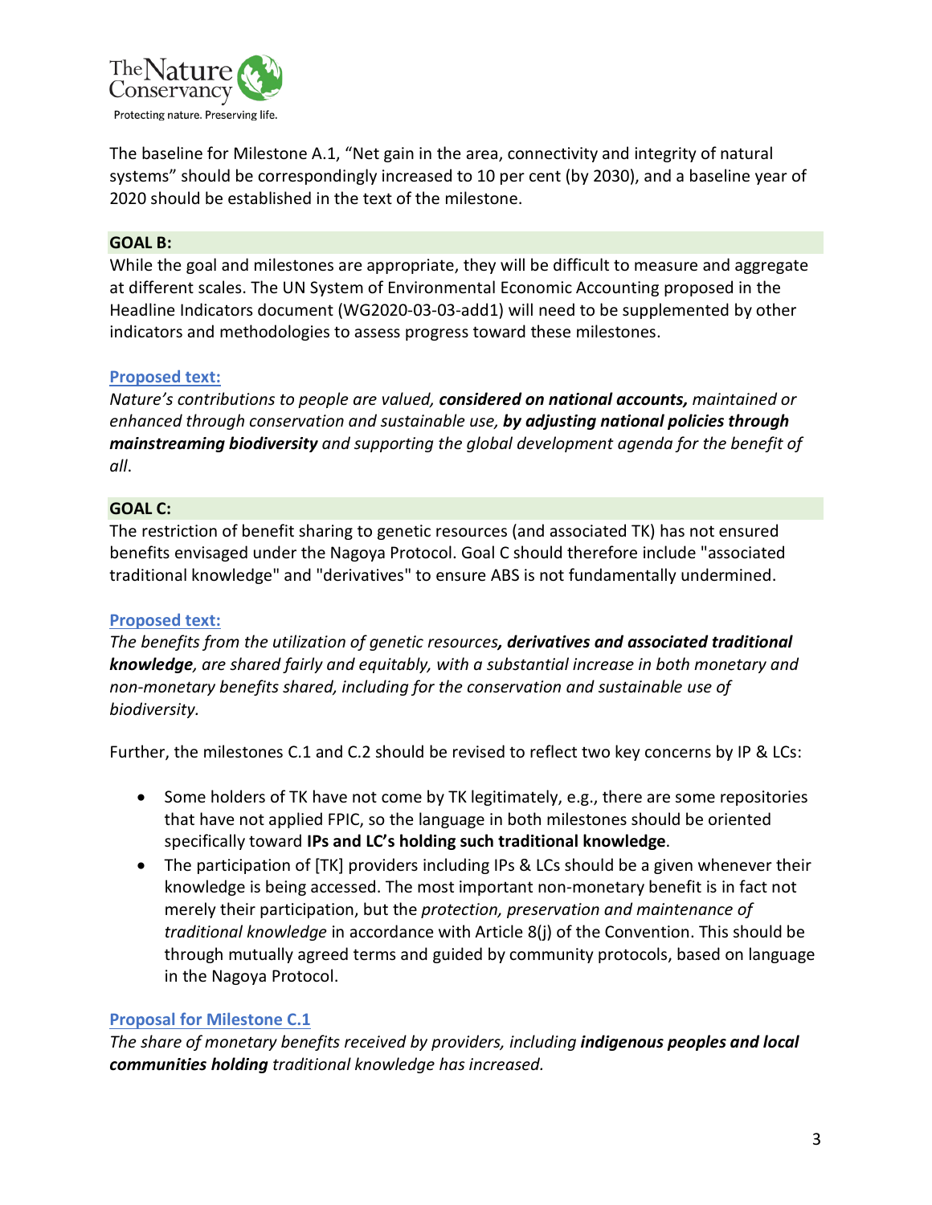The baseline for Milestone A.1, "Net gain in the area, connectivity and integrity of natural systems" should be correspondingly increased to 10 per cent (by 2030), and a baseline year of 2020 should be established in the text of the milestone.

## GOAL B:

While the goal and milestones are appropriate, they will be difficult to measure and aggregate at different scales. The UN System of Environmental Economic Accounting proposed in the Headline Indicators document (WG2020-03-03-add1) will need to be supplemented by other indicators and methodologies to assess progress toward these milestones.

**Proposed text:**

*Nature's contributions to people are valued, **considered on national accounts,** maintained or enhanced through conservation and sustainable use, **by adjusting national policies through mainstreaming biodiversity** and supporting the global development agenda for the benefit of all*.

## GOAL C:

The restriction of benefit sharing to genetic resources (and associated TK) has not ensured benefits envisaged under the Nagoya Protocol. Goal C should therefore include "associated traditional knowledge" and "derivatives" to ensure ABS is not fundamentally undermined.

**Proposed text:**

*The benefits from the utilization of genetic resources**, derivatives and associated traditional knowledge**, are shared fairly and equitably, with a substantial increase in both monetary and non-monetary benefits shared, including for the conservation and sustainable use of biodiversity.*

Further, the milestones C.1 and C.2 should be revised to reflect two key concerns by IP & LCs:

- Some holders of TK have not come by TK legitimately, e.g., there are some repositories that have not applied FPIC, so the language in both milestones should be oriented specifically toward **IPs and LC's holding such traditional knowledge**.
- The participation of [TK] providers including IPs & LCs should be a given whenever their knowledge is being accessed. The most important non-monetary benefit is in fact not merely their participation, but the *protection, preservation and maintenance of traditional knowledge* in accordance with Article 8(j) of the Convention. This should be through mutually agreed terms and guided by community protocols, based on language in the Nagoya Protocol.

**Proposal for Milestone C.1**

*The share of monetary benefits received by providers, including **indigenous peoples and local communities holding** traditional knowledge has increased.*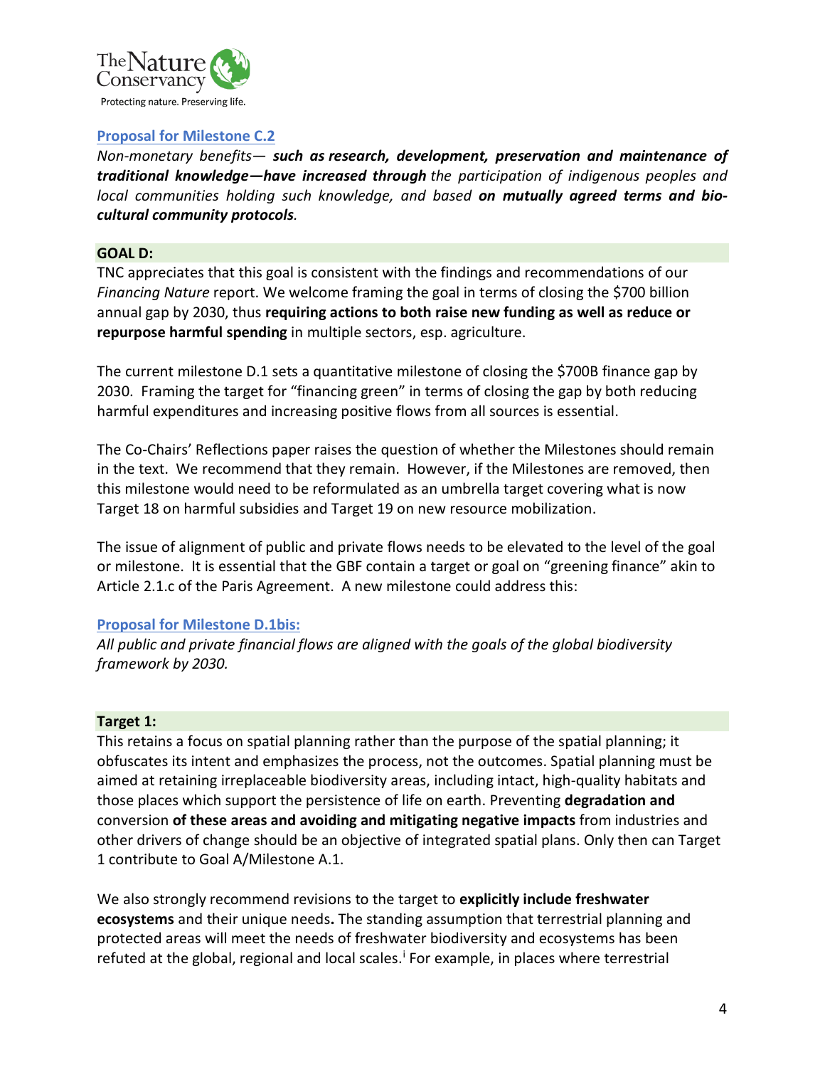### Proposal for Milestone C.2

*Non-monetary benefits— **such as research, development, preservation and maintenance of traditional knowledge—have increased through** the participation of indigenous peoples and local communities holding such knowledge, and based **on mutually agreed terms and bio-cultural community protocols**.*

### GOAL D:

TNC appreciates that this goal is consistent with the findings and recommendations of our *Financing Nature* report. We welcome framing the goal in terms of closing the $700 billion annual gap by 2030, thus **requiring actions to both raise new funding as well as reduce or repurpose harmful spending** in multiple sectors, esp. agriculture.

The current milestone D.1 sets a quantitative milestone of closing the $700B finance gap by 2030. Framing the target for "financing green" in terms of closing the gap by both reducing harmful expenditures and increasing positive flows from all sources is essential.

The Co-Chairs' Reflections paper raises the question of whether the Milestones should remain in the text. We recommend that they remain. However, if the Milestones are removed, then this milestone would need to be reformulated as an umbrella target covering what is now Target 18 on harmful subsidies and Target 19 on new resource mobilization.

The issue of alignment of public and private flows needs to be elevated to the level of the goal or milestone. It is essential that the GBF contain a target or goal on "greening finance" akin to Article 2.1.c of the Paris Agreement. A new milestone could address this:

### Proposal for Milestone D.1bis:

*All public and private financial flows are aligned with the goals of the global biodiversity framework by 2030.*

### Target 1:

This retains a focus on spatial planning rather than the purpose of the spatial planning; it obfuscates its intent and emphasizes the process, not the outcomes. Spatial planning must be aimed at retaining irreplaceable biodiversity areas, including intact, high-quality habitats and those places which support the persistence of life on earth. Preventing **degradation and** conversion **of these areas and avoiding and mitigating negative impacts** from industries and other drivers of change should be an objective of integrated spatial plans. Only then can Target 1 contribute to Goal A/Milestone A.1.

We also strongly recommend revisions to the target to **explicitly include freshwater ecosystems** and their unique needs**.** The standing assumption that terrestrial planning and protected areas will meet the needs of freshwater biodiversity and ecosystems has been refuted at the global, regional and local scales.[i] For example, in places where terrestrial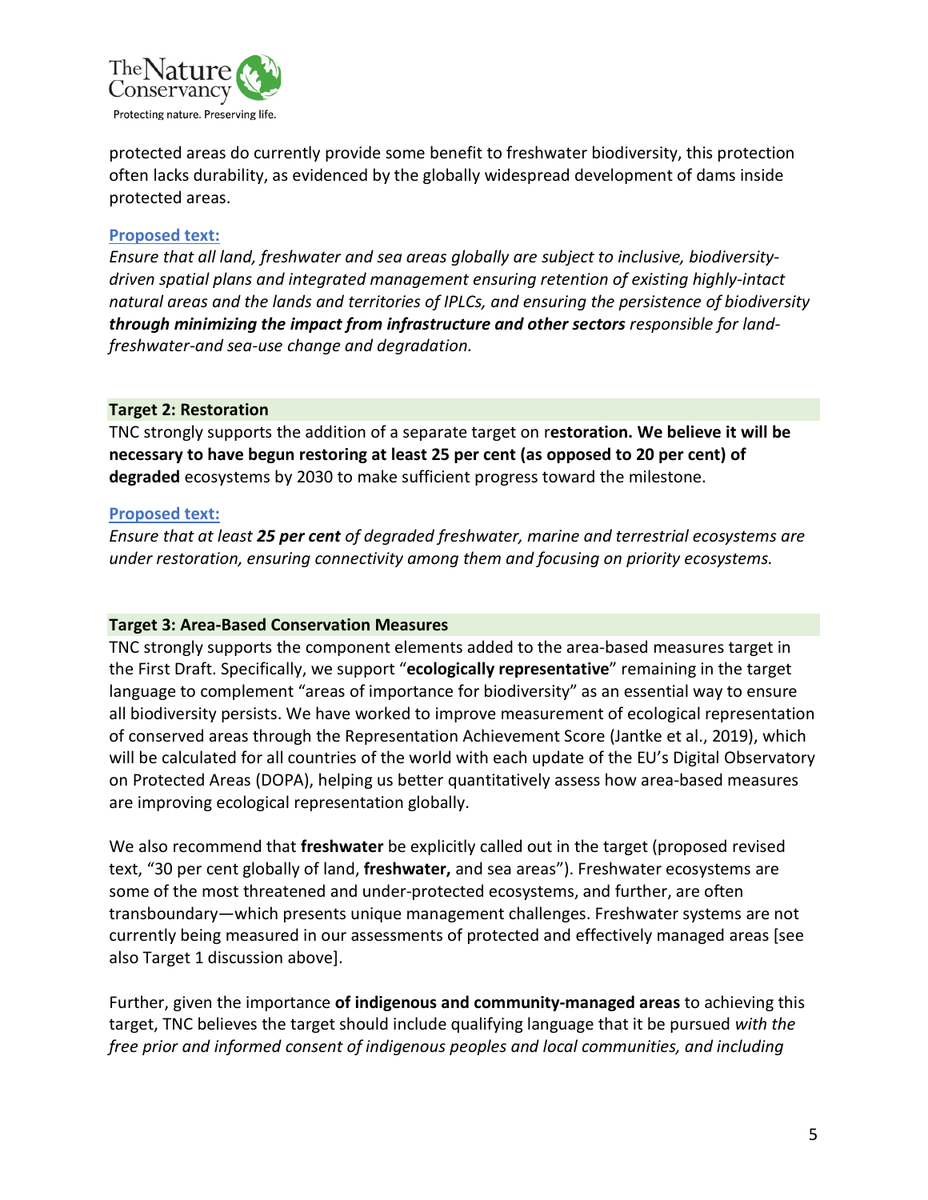protected areas do currently provide some benefit to freshwater biodiversity, this protection often lacks durability, as evidenced by the globally widespread development of dams inside protected areas.

**Proposed text:**

*Ensure that all land, freshwater and sea areas globally are subject to inclusive, biodiversity-driven spatial plans and integrated management ensuring retention of existing highly-intact natural areas and the lands and territories of IPLCs, and ensuring the persistence of biodiversity* ***through minimizing the impact from infrastructure and other sectors*** *responsible for land-freshwater-and sea-use change and degradation.*

### Target 2: Restoration

TNC strongly supports the addition of a separate target on r**estoration. We believe it will be necessary to have begun restoring at least 25 per cent (as opposed to 20 per cent) of degraded** ecosystems by 2030 to make sufficient progress toward the milestone.

**Proposed text:**

*Ensure that at least* ***25 per cent*** *of degraded freshwater, marine and terrestrial ecosystems are under restoration, ensuring connectivity among them and focusing on priority ecosystems.*

### Target 3: Area-Based Conservation Measures

TNC strongly supports the component elements added to the area-based measures target in the First Draft. Specifically, we support "**ecologically representative**" remaining in the target language to complement "areas of importance for biodiversity" as an essential way to ensure all biodiversity persists. We have worked to improve measurement of ecological representation of conserved areas through the Representation Achievement Score (Jantke et al., 2019), which will be calculated for all countries of the world with each update of the EU's Digital Observatory on Protected Areas (DOPA), helping us better quantitatively assess how area-based measures are improving ecological representation globally.

We also recommend that **freshwater** be explicitly called out in the target (proposed revised text, "30 per cent globally of land, **freshwater,** and sea areas"). Freshwater ecosystems are some of the most threatened and under-protected ecosystems, and further, are often transboundary—which presents unique management challenges. Freshwater systems are not currently being measured in our assessments of protected and effectively managed areas [see also Target 1 discussion above].

Further, given the importance **of indigenous and community-managed areas** to achieving this target, TNC believes the target should include qualifying language that it be pursued *with the free prior and informed consent of indigenous peoples and local communities, and including*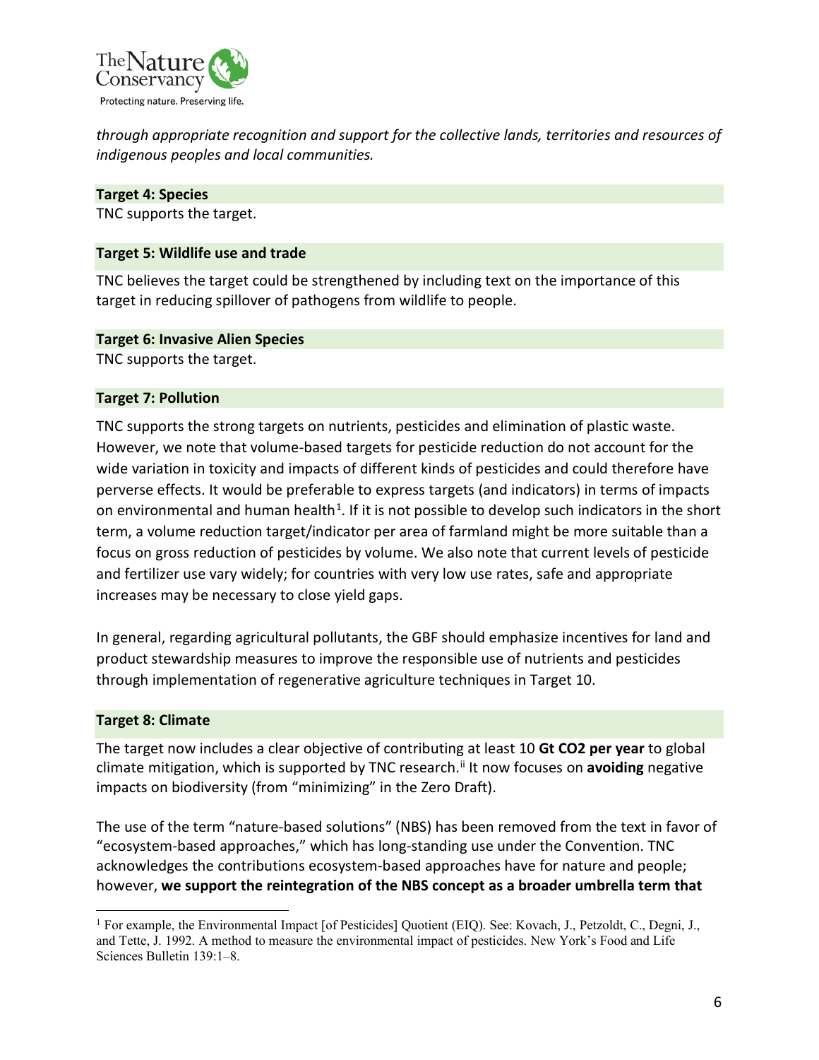*through appropriate recognition and support for the collective lands, territories and resources of indigenous peoples and local communities.*

**Target 4: Species**

TNC supports the target.

**Target 5: Wildlife use and trade**

TNC believes the target could be strengthened by including text on the importance of this target in reducing spillover of pathogens from wildlife to people.

**Target 6: Invasive Alien Species**

TNC supports the target.

**Target 7: Pollution**

TNC supports the strong targets on nutrients, pesticides and elimination of plastic waste. However, we note that volume-based targets for pesticide reduction do not account for the wide variation in toxicity and impacts of different kinds of pesticides and could therefore have perverse effects. It would be preferable to express targets (and indicators) in terms of impacts on environmental and human health[1]. If it is not possible to develop such indicators in the short term, a volume reduction target/indicator per area of farmland might be more suitable than a focus on gross reduction of pesticides by volume. We also note that current levels of pesticide and fertilizer use vary widely; for countries with very low use rates, safe and appropriate increases may be necessary to close yield gaps.

In general, regarding agricultural pollutants, the GBF should emphasize incentives for land and product stewardship measures to improve the responsible use of nutrients and pesticides through implementation of regenerative agriculture techniques in Target 10.

**Target 8: Climate**

The target now includes a clear objective of contributing at least 10 **Gt CO2 per year** to global climate mitigation, which is supported by TNC research.[ii] It now focuses on **avoiding** negative impacts on biodiversity (from "minimizing" in the Zero Draft).

The use of the term "nature-based solutions" (NBS) has been removed from the text in favor of "ecosystem-based approaches," which has long-standing use under the Convention. TNC acknowledges the contributions ecosystem-based approaches have for nature and people; however, **we support the reintegration of the NBS concept as a broader umbrella term that**

[1] For example, the Environmental Impact [of Pesticides] Quotient (EIQ). See: Kovach, J., Petzoldt, C., Degni, J., and Tette, J. 1992. A method to measure the environmental impact of pesticides. New York's Food and Life Sciences Bulletin 139:1–8.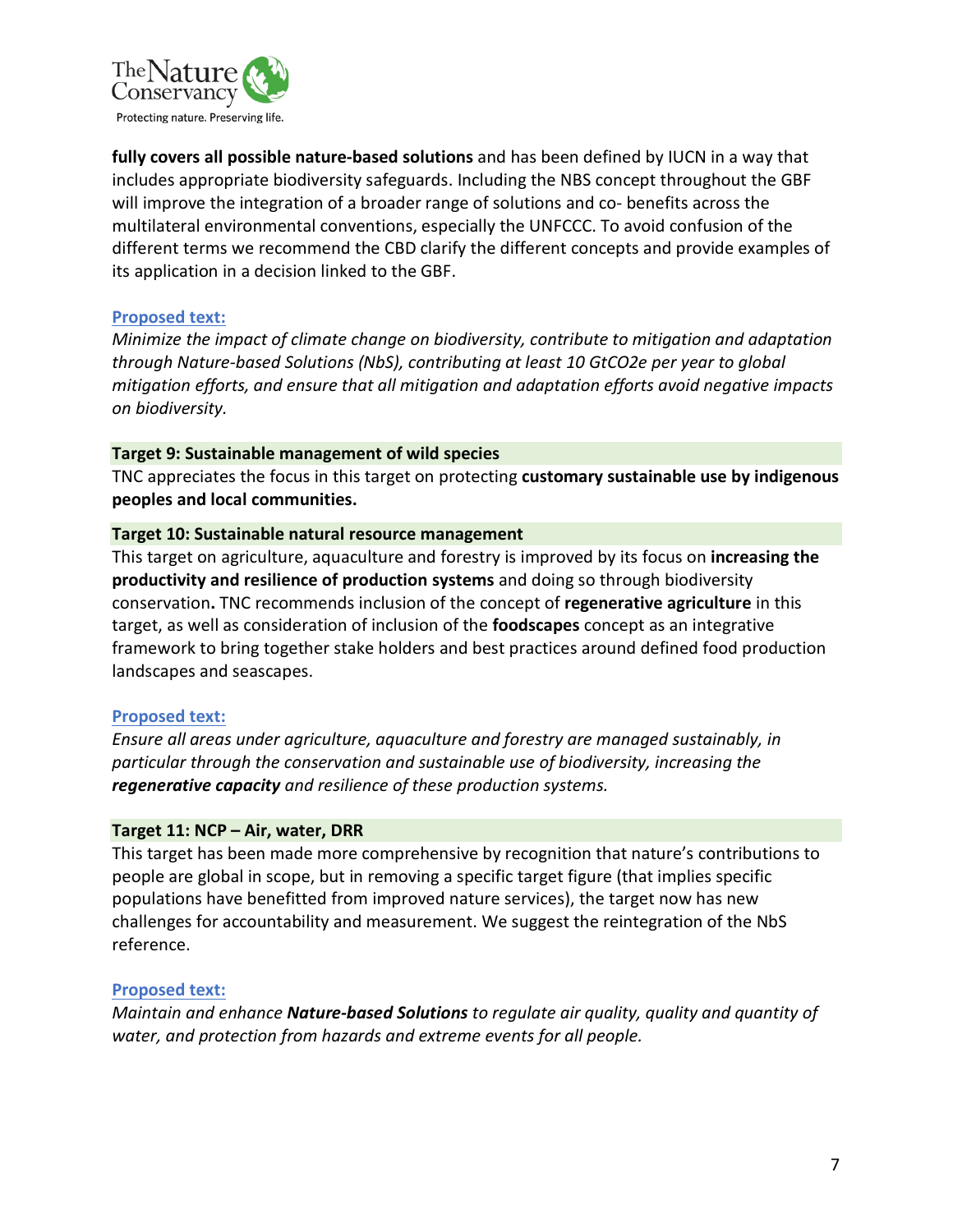**fully covers all possible nature-based solutions** and has been defined by IUCN in a way that includes appropriate biodiversity safeguards. Including the NBS concept throughout the GBF will improve the integration of a broader range of solutions and co- benefits across the multilateral environmental conventions, especially the UNFCCC. To avoid confusion of the different terms we recommend the CBD clarify the different concepts and provide examples of its application in a decision linked to the GBF.

**Proposed text:**

*Minimize the impact of climate change on biodiversity, contribute to mitigation and adaptation through Nature-based Solutions (NbS), contributing at least 10 GtCO2e per year to global mitigation efforts, and ensure that all mitigation and adaptation efforts avoid negative impacts on biodiversity.*

**Target 9: Sustainable management of wild species**

TNC appreciates the focus in this target on protecting **customary sustainable use by indigenous peoples and local communities.**

**Target 10: Sustainable natural resource management**

This target on agriculture, aquaculture and forestry is improved by its focus on **increasing the productivity and resilience of production systems** and doing so through biodiversity conservation**.** TNC recommends inclusion of the concept of **regenerative agriculture** in this target, as well as consideration of inclusion of the **foodscapes** concept as an integrative framework to bring together stake holders and best practices around defined food production landscapes and seascapes.

**Proposed text:**

*Ensure all areas under agriculture, aquaculture and forestry are managed sustainably, in particular through the conservation and sustainable use of biodiversity, increasing the **regenerative capacity** and resilience of these production systems.*

**Target 11: NCP – Air, water, DRR**

This target has been made more comprehensive by recognition that nature's contributions to people are global in scope, but in removing a specific target figure (that implies specific populations have benefitted from improved nature services), the target now has new challenges for accountability and measurement. We suggest the reintegration of the NbS reference.

**Proposed text:**

*Maintain and enhance **Nature-based Solutions** to regulate air quality, quality and quantity of water, and protection from hazards and extreme events for all people.*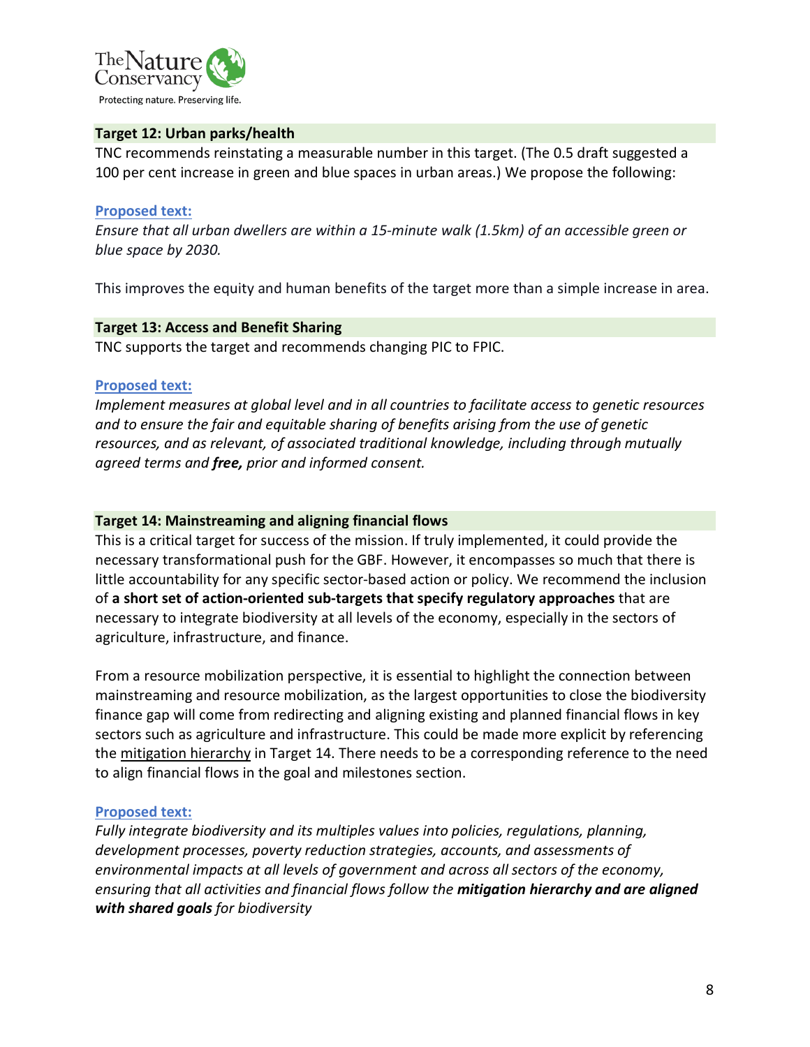### Target 12: Urban parks/health

TNC recommends reinstating a measurable number in this target. (The 0.5 draft suggested a 100 per cent increase in green and blue spaces in urban areas.) We propose the following:

**Proposed text:**

*Ensure that all urban dwellers are within a 15-minute walk (1.5km) of an accessible green or blue space by 2030.*

This improves the equity and human benefits of the target more than a simple increase in area.

### Target 13: Access and Benefit Sharing

TNC supports the target and recommends changing PIC to FPIC.

**Proposed text:**

*Implement measures at global level and in all countries to facilitate access to genetic resources and to ensure the fair and equitable sharing of benefits arising from the use of genetic resources, and as relevant, of associated traditional knowledge, including through mutually agreed terms and* ***free,*** *prior and informed consent.*

### Target 14: Mainstreaming and aligning financial flows

This is a critical target for success of the mission. If truly implemented, it could provide the necessary transformational push for the GBF. However, it encompasses so much that there is little accountability for any specific sector-based action or policy. We recommend the inclusion of **a short set of action-oriented sub-targets that specify regulatory approaches** that are necessary to integrate biodiversity at all levels of the economy, especially in the sectors of agriculture, infrastructure, and finance.

From a resource mobilization perspective, it is essential to highlight the connection between mainstreaming and resource mobilization, as the largest opportunities to close the biodiversity finance gap will come from redirecting and aligning existing and planned financial flows in key sectors such as agriculture and infrastructure. This could be made more explicit by referencing the mitigation hierarchy in Target 14. There needs to be a corresponding reference to the need to align financial flows in the goal and milestones section.

**Proposed text:**

*Fully integrate biodiversity and its multiples values into policies, regulations, planning, development processes, poverty reduction strategies, accounts, and assessments of environmental impacts at all levels of government and across all sectors of the economy, ensuring that all activities and financial flows follow the* ***mitigation hierarchy and are aligned with shared goals*** *for biodiversity*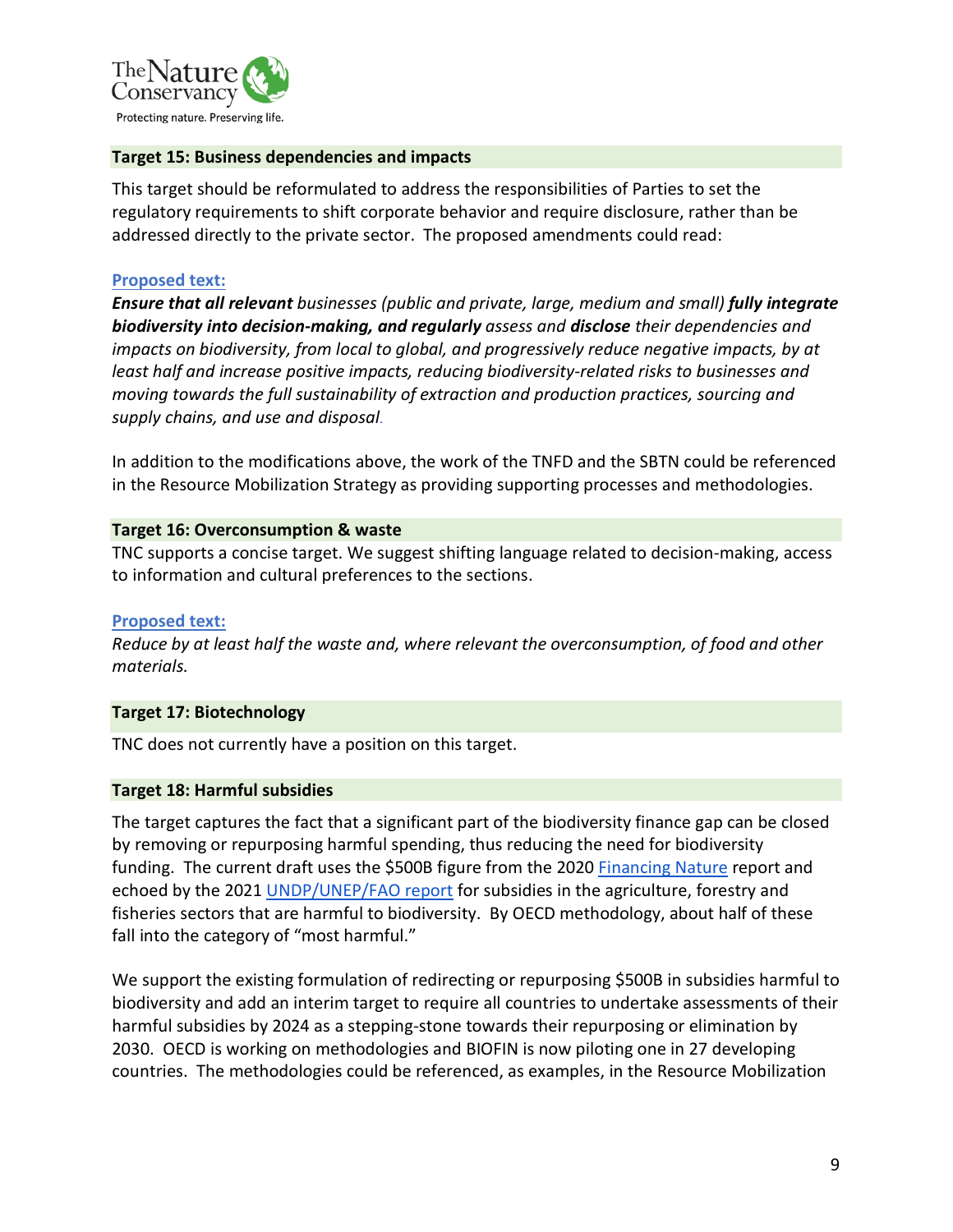### Target 15: Business dependencies and impacts

This target should be reformulated to address the responsibilities of Parties to set the regulatory requirements to shift corporate behavior and require disclosure, rather than be addressed directly to the private sector. The proposed amendments could read:

**Proposed text:**

***Ensure that all relevant*** *businesses (public and private, large, medium and small)* ***fully integrate biodiversity into decision-making, and regularly*** *assess and* ***disclose*** *their dependencies and impacts on biodiversity, from local to global, and progressively reduce negative impacts, by at least half and increase positive impacts, reducing biodiversity-related risks to businesses and moving towards the full sustainability of extraction and production practices, sourcing and supply chains, and use and disposal.*

In addition to the modifications above, the work of the TNFD and the SBTN could be referenced in the Resource Mobilization Strategy as providing supporting processes and methodologies.

### Target 16: Overconsumption & waste

TNC supports a concise target. We suggest shifting language related to decision-making, access to information and cultural preferences to the sections.

**Proposed text:**

*Reduce by at least half the waste and, where relevant the overconsumption, of food and other materials.*

### Target 17: Biotechnology

TNC does not currently have a position on this target.

### Target 18: Harmful subsidies

The target captures the fact that a significant part of the biodiversity finance gap can be closed by removing or repurposing harmful spending, thus reducing the need for biodiversity funding. The current draft uses the $500B figure from the 2020 Financing Nature report and echoed by the 2021 UNDP/UNEP/FAO report for subsidies in the agriculture, forestry and fisheries sectors that are harmful to biodiversity. By OECD methodology, about half of these fall into the category of "most harmful."

We support the existing formulation of redirecting or repurposing $500B in subsidies harmful to biodiversity and add an interim target to require all countries to undertake assessments of their harmful subsidies by 2024 as a stepping-stone towards their repurposing or elimination by 2030. OECD is working on methodologies and BIOFIN is now piloting one in 27 developing countries. The methodologies could be referenced, as examples, in the Resource Mobilization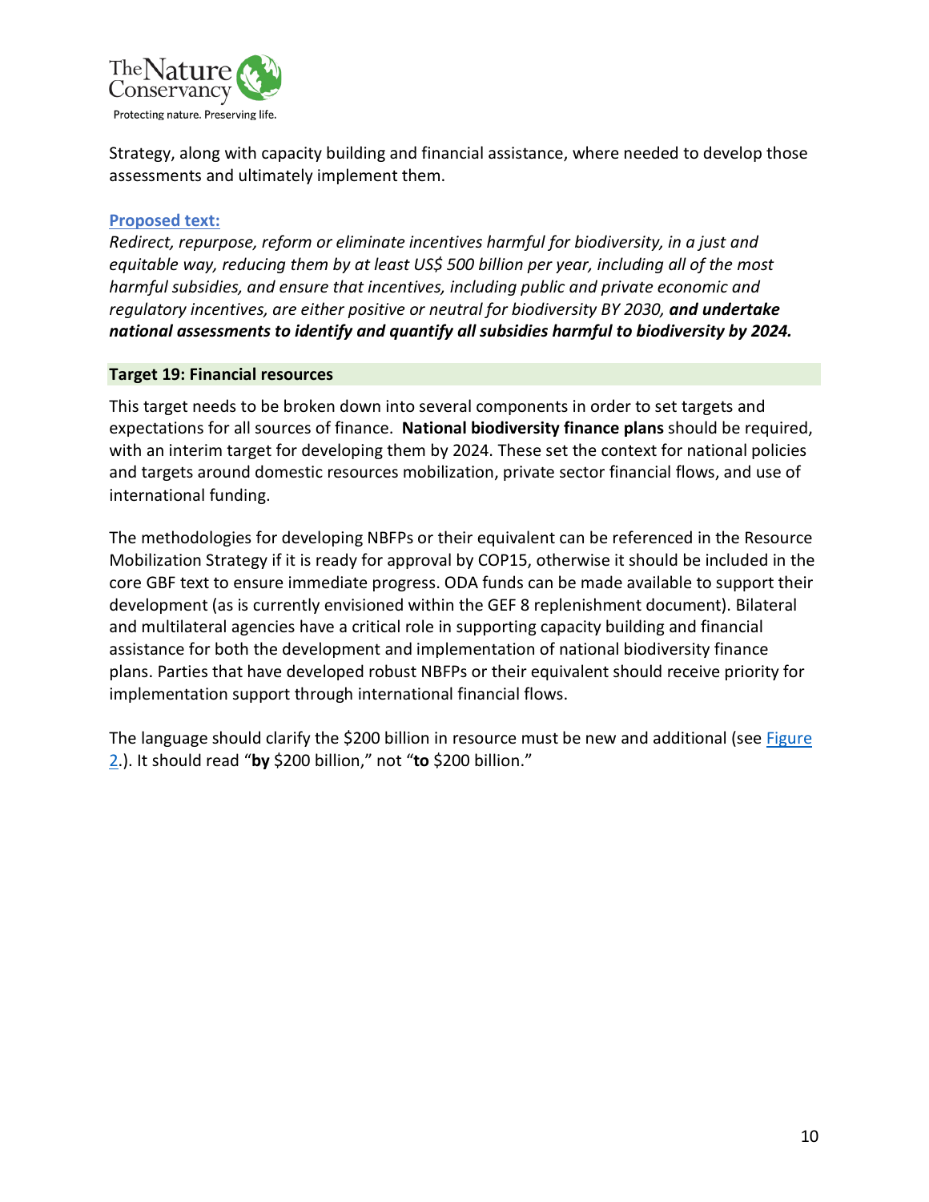Strategy, along with capacity building and financial assistance, where needed to develop those assessments and ultimately implement them.

**Proposed text:**

*Redirect, repurpose, reform or eliminate incentives harmful for biodiversity, in a just and equitable way, reducing them by at least US$ 500 billion per year, including all of the most harmful subsidies, and ensure that incentives, including public and private economic and regulatory incentives, are either positive or neutral for biodiversity BY 2030,* ***and undertake national assessments to identify and quantify all subsidies harmful to biodiversity by 2024.***

### Target 19: Financial resources

This target needs to be broken down into several components in order to set targets and expectations for all sources of finance. **National biodiversity finance plans** should be required, with an interim target for developing them by 2024. These set the context for national policies and targets around domestic resources mobilization, private sector financial flows, and use of international funding.

The methodologies for developing NBFPs or their equivalent can be referenced in the Resource Mobilization Strategy if it is ready for approval by COP15, otherwise it should be included in the core GBF text to ensure immediate progress. ODA funds can be made available to support their development (as is currently envisioned within the GEF 8 replenishment document). Bilateral and multilateral agencies have a critical role in supporting capacity building and financial assistance for both the development and implementation of national biodiversity finance plans. Parties that have developed robust NBFPs or their equivalent should receive priority for implementation support through international financial flows.

The language should clarify the $200 billion in resource must be new and additional (see Figure 2.). It should read "**by** $200 billion," not "**to** $200 billion."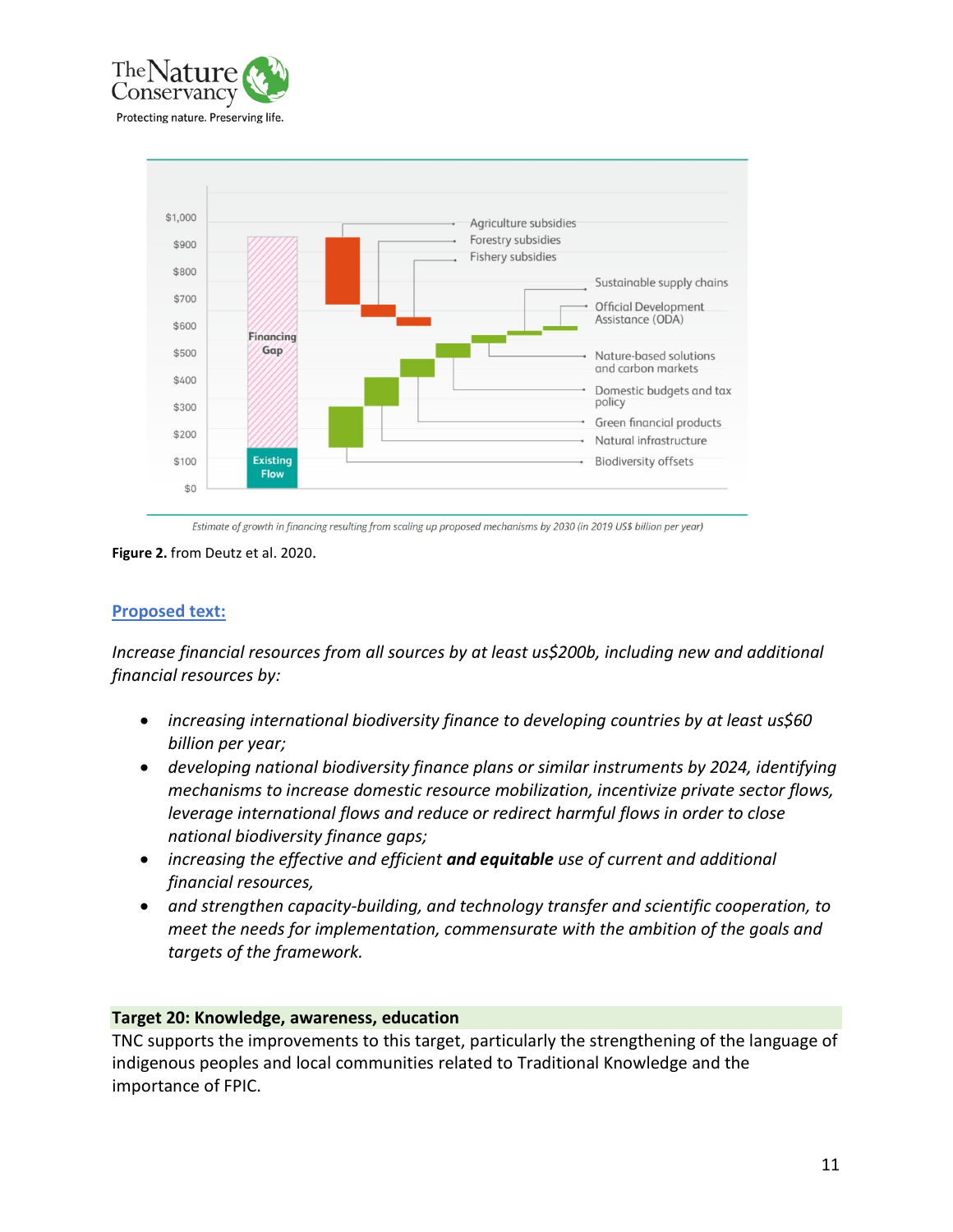Estimate of growth in financing resulting from scaling up proposed mechanisms by 2030 (in 2019 US$ billion per year)

**Figure 2.** from Deutz et al. 2020.

**Proposed text:**

*Increase financial resources from all sources by at least us$200b, including new and additional financial resources by:*

- *increasing international biodiversity finance to developing countries by at least us$60 billion per year;*
- *developing national biodiversity finance plans or similar instruments by 2024, identifying mechanisms to increase domestic resource mobilization, incentivize private sector flows, leverage international flows and reduce or redirect harmful flows in order to close national biodiversity finance gaps;*
- *increasing the effective and efficient* ***and equitable*** *use of current and additional financial resources,*
- *and strengthen capacity-building, and technology transfer and scientific cooperation, to meet the needs for implementation, commensurate with the ambition of the goals and targets of the framework.*

**Target 20: Knowledge, awareness, education**

TNC supports the improvements to this target, particularly the strengthening of the language of indigenous peoples and local communities related to Traditional Knowledge and the importance of FPIC.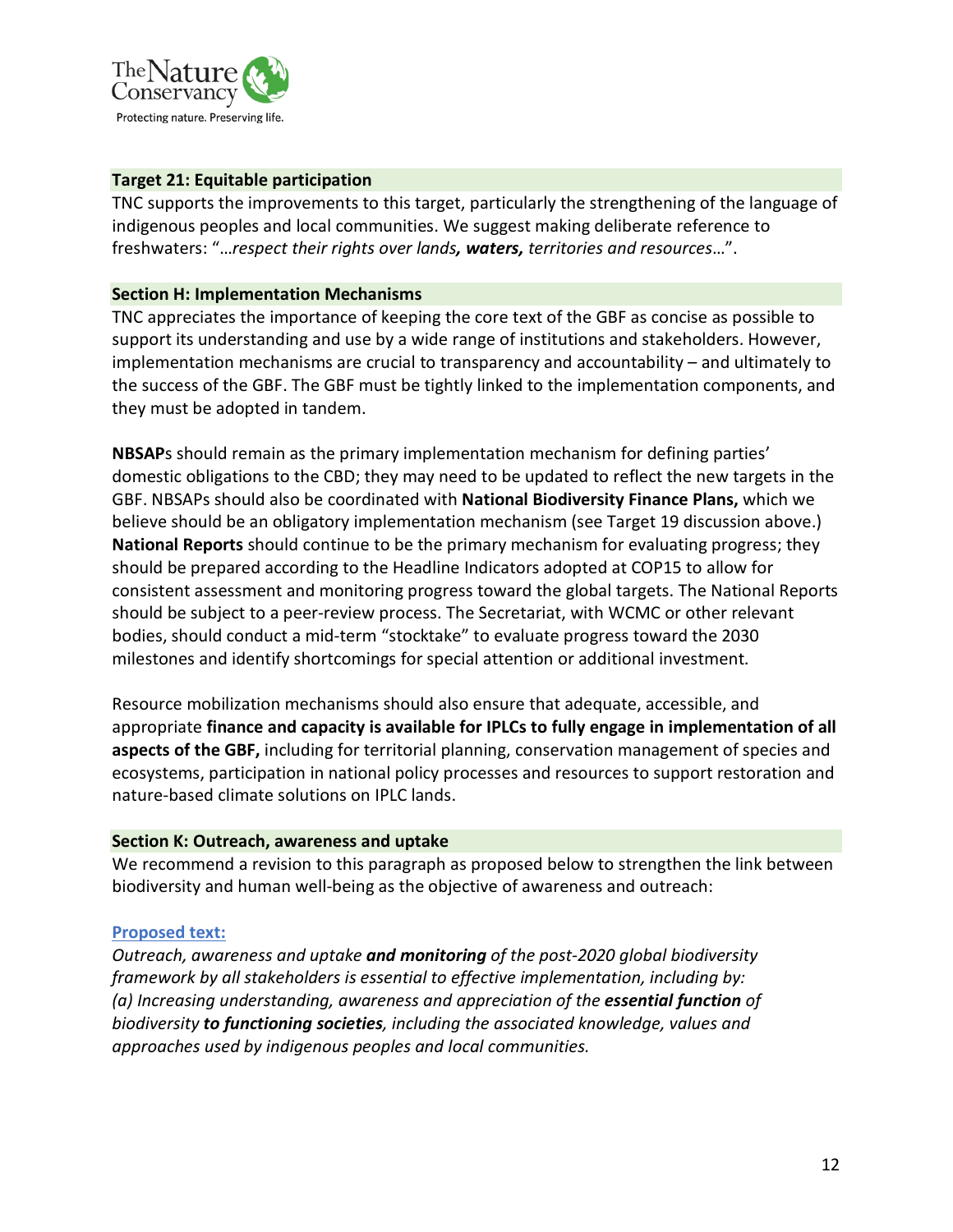### Target 21: Equitable participation

TNC supports the improvements to this target, particularly the strengthening of the language of indigenous peoples and local communities. We suggest making deliberate reference to freshwaters: "…*respect their rights over lands**, waters,** territories and resources*…".

### Section H: Implementation Mechanisms

TNC appreciates the importance of keeping the core text of the GBF as concise as possible to support its understanding and use by a wide range of institutions and stakeholders. However, implementation mechanisms are crucial to transparency and accountability – and ultimately to the success of the GBF. The GBF must be tightly linked to the implementation components, and they must be adopted in tandem.

**NBSAP**s should remain as the primary implementation mechanism for defining parties' domestic obligations to the CBD; they may need to be updated to reflect the new targets in the GBF. NBSAPs should also be coordinated with **National Biodiversity Finance Plans,** which we believe should be an obligatory implementation mechanism (see Target 19 discussion above.) **National Reports** should continue to be the primary mechanism for evaluating progress; they should be prepared according to the Headline Indicators adopted at COP15 to allow for consistent assessment and monitoring progress toward the global targets. The National Reports should be subject to a peer-review process. The Secretariat, with WCMC or other relevant bodies, should conduct a mid-term "stocktake" to evaluate progress toward the 2030 milestones and identify shortcomings for special attention or additional investment.

Resource mobilization mechanisms should also ensure that adequate, accessible, and appropriate **finance and capacity is available for IPLCs to fully engage in implementation of all aspects of the GBF,** including for territorial planning, conservation management of species and ecosystems, participation in national policy processes and resources to support restoration and nature-based climate solutions on IPLC lands.

### Section K: Outreach, awareness and uptake

We recommend a revision to this paragraph as proposed below to strengthen the link between biodiversity and human well-being as the objective of awareness and outreach:

**Proposed text:**

*Outreach, awareness and uptake **and monitoring** of the post-2020 global biodiversity framework by all stakeholders is essential to effective implementation, including by:*
*(a) Increasing understanding, awareness and appreciation of the **essential function** of biodiversity **to functioning societies**, including the associated knowledge, values and approaches used by indigenous peoples and local communities.*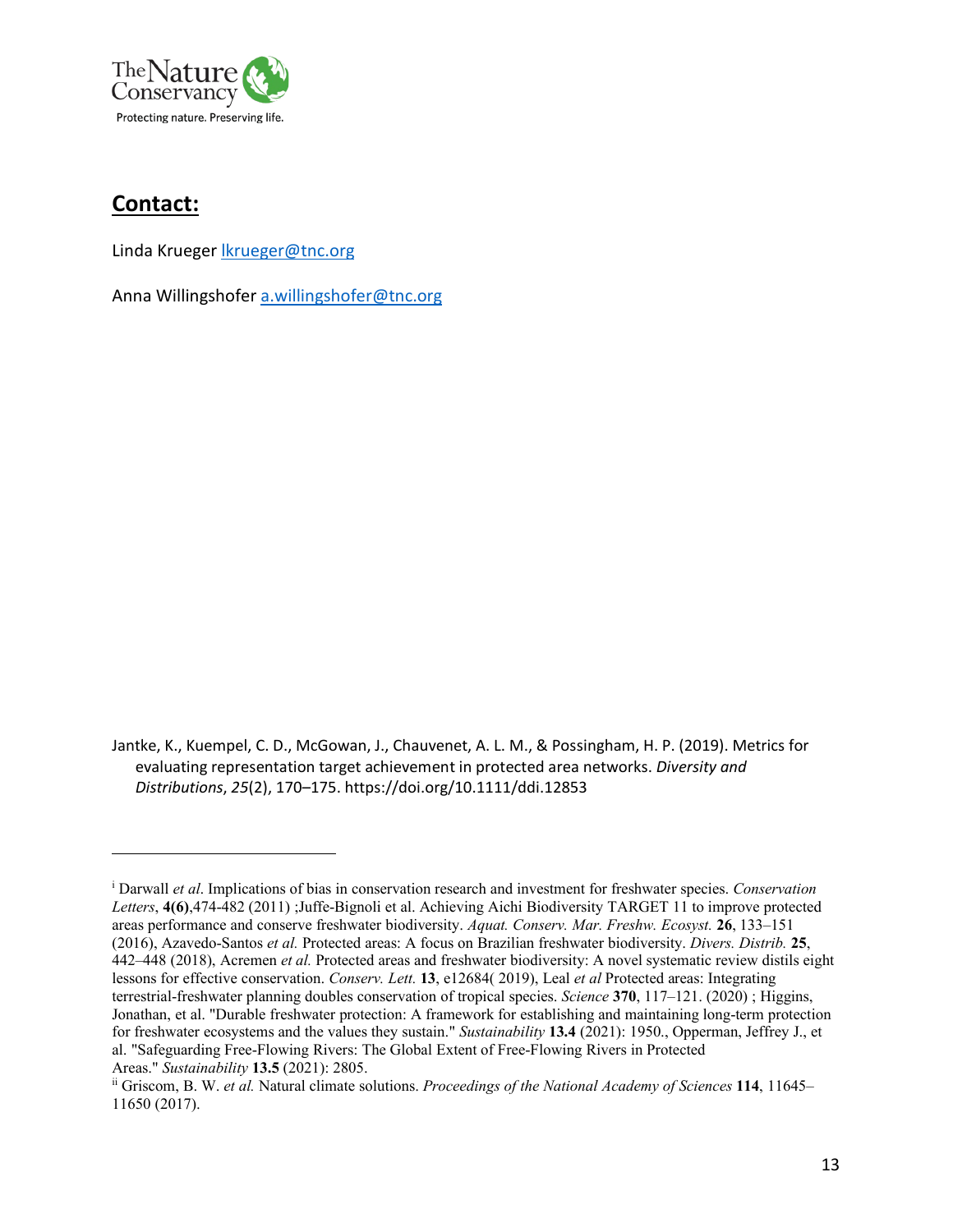## Contact:

Linda Krueger [lkrueger@tnc.org](mailto:lkrueger@tnc.org)

Anna Willingshofer [a.willingshofer@tnc.org](mailto:a.willingshofer@tnc.org)

Jantke, K., Kuempel, C. D., McGowan, J., Chauvenet, A. L. M., & Possingham, H. P. (2019). Metrics for evaluating representation target achievement in protected area networks. *Diversity and Distributions*, *25*(2), 170–175. https://doi.org/10.1111/ddi.12853

---

[i] Darwall *et al*. Implications of bias in conservation research and investment for freshwater species. *Conservation Letters*, **4(6)**,474-482 (2011) ;Juffe-Bignoli et al. Achieving Aichi Biodiversity TARGET 11 to improve protected areas performance and conserve freshwater biodiversity. *Aquat. Conserv. Mar. Freshw. Ecosyst.* **26**, 133–151 (2016), Azavedo-Santos *et al.* Protected areas: A focus on Brazilian freshwater biodiversity. *Divers. Distrib.* **25**, 442–448 (2018), Acremen *et al.* Protected areas and freshwater biodiversity: A novel systematic review distils eight lessons for effective conservation. *Conserv. Lett.* **13**, e12684( 2019), Leal *et al* Protected areas: Integrating terrestrial-freshwater planning doubles conservation of tropical species. *Science* **370**, 117–121. (2020) ; Higgins, Jonathan, et al. "Durable freshwater protection: A framework for establishing and maintaining long-term protection for freshwater ecosystems and the values they sustain." *Sustainability* **13.4** (2021): 1950., Opperman, Jeffrey J., et al. "Safeguarding Free-Flowing Rivers: The Global Extent of Free-Flowing Rivers in Protected Areas." *Sustainability* **13.5** (2021): 2805.

[ii] Griscom, B. W. *et al.* Natural climate solutions. *Proceedings of the National Academy of Sciences* **114**, 11645–11650 (2017).